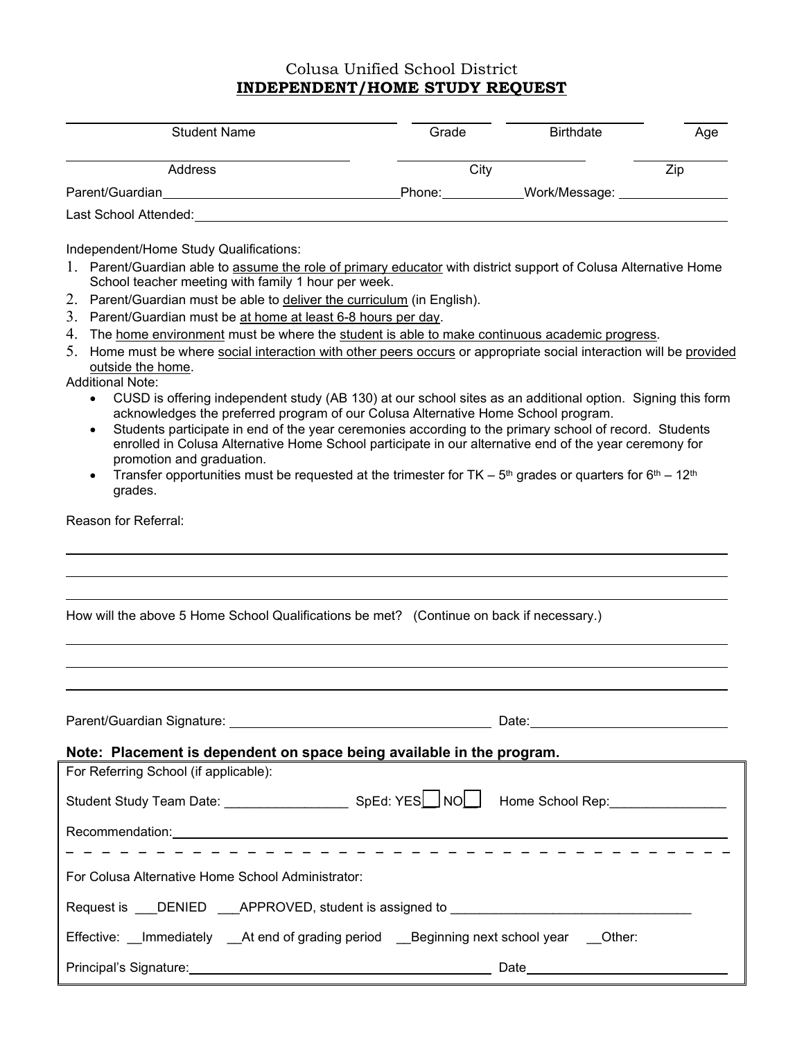# Colusa Unified School District
## INDEPENDENT/HOME STUDY REQUEST

| Student Name | Grade | Birthdate | Age |
|---|---|---|---|

| Address | City | Zip |
|---|---|---|

Parent/Guardian ________________________________ Phone: __________ Work/Message: ______________

Last School Attended: ________________________________________________

Independent/Home Study Qualifications:

1. Parent/Guardian able to assume the role of primary educator with district support of Colusa Alternative Home School teacher meeting with family 1 hour per week.
2. Parent/Guardian must be able to deliver the curriculum (in English).
3. Parent/Guardian must be at home at least 6-8 hours per day.
4. The home environment must be where the student is able to make continuous academic progress.
5. Home must be where social interaction with other peers occurs or appropriate social interaction will be provided outside the home.

Additional Note:

- CUSD is offering independent study (AB 130) at our school sites as an additional option. Signing this form acknowledges the preferred program of our Colusa Alternative Home School program.
- Students participate in end of the year ceremonies according to the primary school of record. Students enrolled in Colusa Alternative Home School participate in our alternative end of the year ceremony for promotion and graduation.
- Transfer opportunities must be requested at the trimester for TK – 5th grades or quarters for 6th – 12th grades.

Reason for Referral:

________________________________________________

________________________________________________

________________________________________________

How will the above 5 Home School Qualifications be met? (Continue on back if necessary.)

________________________________________________

________________________________________________

________________________________________________

Parent/Guardian Signature: ______________________________ Date: ____________________

**Note: Placement is dependent on space being available in the program.**

For Referring School (if applicable):

Student Study Team Date: ________________ SpEd: YES☐ NO☐ Home School Rep: _______________

Recommendation: ________________________________________________

- - - - - - - - - - - - - - - - - - - - - - - - - - - - - - - - - - - - -

For Colusa Alternative Home School Administrator:

Request is ___DENIED ___APPROVED, student is assigned to ________________________________

Effective: __Immediately __At end of grading period __Beginning next school year __Other:

Principal's Signature: ______________________________ Date ____________________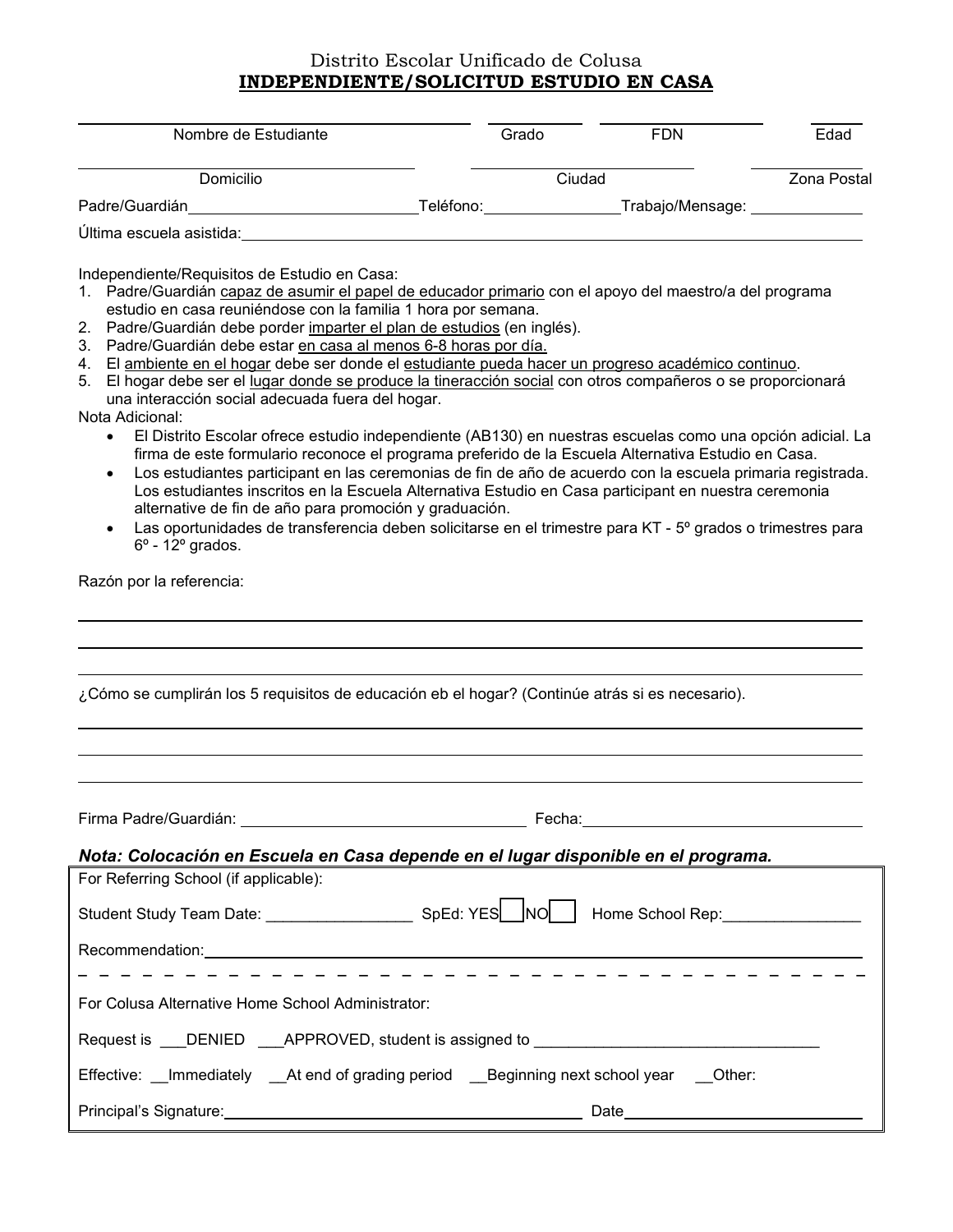# Distrito Escolar Unificado de Colusa

## INDEPENDIENTE/SOLICITUD ESTUDIO EN CASA

Nombre de Estudiante ____________________ Grado ________ FDN ________ Edad ____

Domicilio ____________________ Ciudad ____________________ Zona Postal ________

Padre/Guardián ____________________ Teléfono: ____________ Trabajo/Mensage: ____________

Última escuela asistida: ________________________________________

Independiente/Requisitos de Estudio en Casa:

1. Padre/Guardián capaz de asumir el papel de educador primario con el apoyo del maestro/a del programa estudio en casa reuniéndose con la familia 1 hora por semana.
2. Padre/Guardián debe porder impartir el plan de estudios (en inglés).
3. Padre/Guardián debe estar en casa al menos 6-8 horas por día.
4. El ambiente en el hogar debe ser donde el estudiante pueda hacer un progreso académico continuo.
5. El hogar debe ser el lugar donde se produce la tineracción social con otros compañeros o se proporcionará una interacción social adecuada fuera del hogar.

Nota Adicional:

- El Distrito Escolar ofrece estudio independiente (AB130) en nuestras escuelas como una opción adicial. La firma de este formulario reconoce el programa preferido de la Escuela Alternativa Estudio en Casa.
- Los estudiantes participant en las ceremonias de fin de año de acuerdo con la escuela primaria registrada. Los estudiantes inscritos en la Escuela Alternativa Estudio en Casa participant en nuestra ceremonia alternative de fin de año para promoción y graduación.
- Las oportunidades de transferencia deben solicitarse en el trimestre para KT - 5º grados o trimestres para 6º - 12º grados.

Razón por la referencia:

________________________________________

________________________________________

________________________________________

¿Cómo se cumplirán los 5 requisitos de educación eb el hogar? (Continúe atrás si es necesario).

________________________________________

________________________________________

________________________________________

Firma Padre/Guardián: ____________________ Fecha: ____________________

***Nota: Colocación en Escuela en Casa depende en el lugar disponible en el programa.***

For Referring School (if applicable):

Student Study Team Date: ________________ SpEd: YES ☐ NO ☐ Home School Rep: ________________

Recommendation: ________________________________________

For Colusa Alternative Home School Administrator:

Request is ___DENIED ___APPROVED, student is assigned to ________________________________

Effective: __Immediately __At end of grading period __Beginning next school year __Other:

Principal's Signature: ____________________ Date ____________________